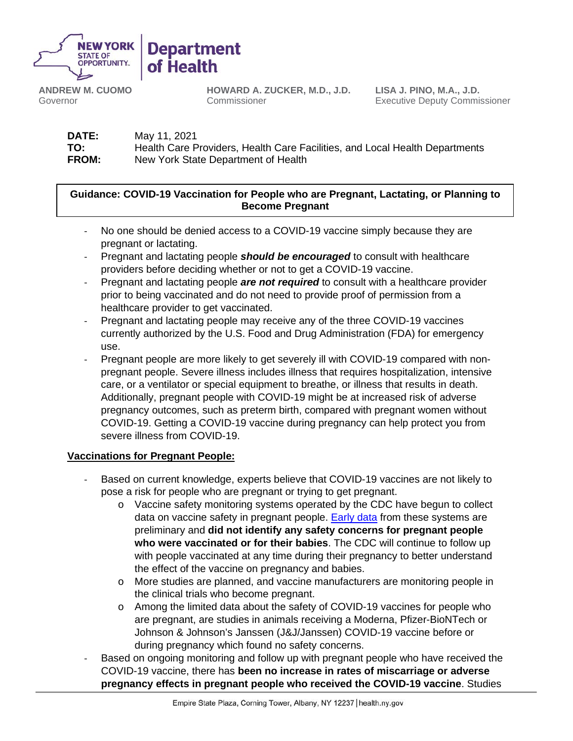NEW YORK STATE OF OPPORTUNITY. | Department of Health

**ANDREW M. CUOMO**
Governor

**HOWARD A. ZUCKER, M.D., J.D.**
Commissioner

**LISA J. PINO, M.A., J.D.**
Executive Deputy Commissioner

**DATE:** May 11, 2021
**TO:** Health Care Providers, Health Care Facilities, and Local Health Departments
**FROM:** New York State Department of Health

**Guidance: COVID-19 Vaccination for People who are Pregnant, Lactating, or Planning to Become Pregnant**

- No one should be denied access to a COVID-19 vaccine simply because they are pregnant or lactating.
- Pregnant and lactating people ***should be encouraged*** to consult with healthcare providers before deciding whether or not to get a COVID-19 vaccine.
- Pregnant and lactating people ***are not required*** to consult with a healthcare provider prior to being vaccinated and do not need to provide proof of permission from a healthcare provider to get vaccinated.
- Pregnant and lactating people may receive any of the three COVID-19 vaccines currently authorized by the U.S. Food and Drug Administration (FDA) for emergency use.
- Pregnant people are more likely to get severely ill with COVID-19 compared with non-pregnant people. Severe illness includes illness that requires hospitalization, intensive care, or a ventilator or special equipment to breathe, or illness that results in death. Additionally, pregnant people with COVID-19 might be at increased risk of adverse pregnancy outcomes, such as preterm birth, compared with pregnant women without COVID-19. Getting a COVID-19 vaccine during pregnancy can help protect you from severe illness from COVID-19.

**Vaccinations for Pregnant People:**

- Based on current knowledge, experts believe that COVID-19 vaccines are not likely to pose a risk for people who are pregnant or trying to get pregnant.
  - Vaccine safety monitoring systems operated by the CDC have begun to collect data on vaccine safety in pregnant people. Early data from these systems are preliminary and **did not identify any safety concerns for pregnant people who were vaccinated or for their babies**. The CDC will continue to follow up with people vaccinated at any time during their pregnancy to better understand the effect of the vaccine on pregnancy and babies.
  - More studies are planned, and vaccine manufacturers are monitoring people in the clinical trials who become pregnant.
  - Among the limited data about the safety of COVID-19 vaccines for people who are pregnant, are studies in animals receiving a Moderna, Pfizer-BioNTech or Johnson & Johnson's Janssen (J&J/Janssen) COVID-19 vaccine before or during pregnancy which found no safety concerns.
- Based on ongoing monitoring and follow up with pregnant people who have received the COVID-19 vaccine, there has **been no increase in rates of miscarriage or adverse pregnancy effects in pregnant people who received the COVID-19 vaccine**. Studies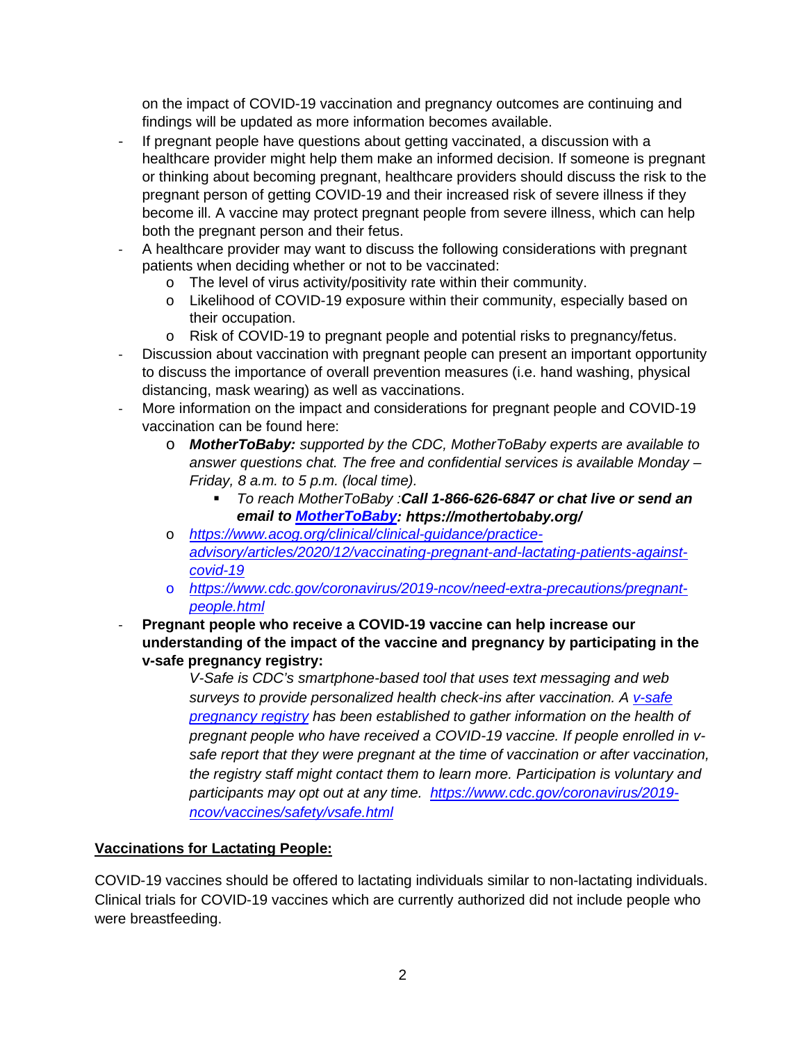on the impact of COVID-19 vaccination and pregnancy outcomes are continuing and findings will be updated as more information becomes available.

- If pregnant people have questions about getting vaccinated, a discussion with a healthcare provider might help them make an informed decision. If someone is pregnant or thinking about becoming pregnant, healthcare providers should discuss the risk to the pregnant person of getting COVID-19 and their increased risk of severe illness if they become ill. A vaccine may protect pregnant people from severe illness, which can help both the pregnant person and their fetus.
- A healthcare provider may want to discuss the following considerations with pregnant patients when deciding whether or not to be vaccinated:
  - The level of virus activity/positivity rate within their community.
  - Likelihood of COVID-19 exposure within their community, especially based on their occupation.
  - Risk of COVID-19 to pregnant people and potential risks to pregnancy/fetus.
- Discussion about vaccination with pregnant people can present an important opportunity to discuss the importance of overall prevention measures (i.e. hand washing, physical distancing, mask wearing) as well as vaccinations.
- More information on the impact and considerations for pregnant people and COVID-19 vaccination can be found here:
  - ***MotherToBaby:*** *supported by the CDC, MotherToBaby experts are available to answer questions chat. The free and confidential services is available Monday – Friday, 8 a.m. to 5 p.m. (local time).*
    - *To reach MotherToBaby :**Call 1-866-626-6847 or chat live or send an email to [MotherToBaby](https://mothertobaby.org/): https://mothertobaby.org/***
  - [*https://www.acog.org/clinical/clinical-guidance/practice-advisory/articles/2020/12/vaccinating-pregnant-and-lactating-patients-against-covid-19*](https://www.acog.org/clinical/clinical-guidance/practice-advisory/articles/2020/12/vaccinating-pregnant-and-lactating-patients-against-covid-19)
  - [*https://www.cdc.gov/coronavirus/2019-ncov/need-extra-precautions/pregnant-people.html*](https://www.cdc.gov/coronavirus/2019-ncov/need-extra-precautions/pregnant-people.html)
- **Pregnant people who receive a COVID-19 vaccine can help increase our understanding of the impact of the vaccine and pregnancy by participating in the v-safe pregnancy registry:**

  *V-Safe is CDC's smartphone-based tool that uses text messaging and web surveys to provide personalized health check-ins after vaccination. A [v-safe pregnancy registry](https://www.cdc.gov/coronavirus/2019-ncov/vaccines/safety/vsafe.html) has been established to gather information on the health of pregnant people who have received a COVID-19 vaccine. If people enrolled in v-safe report that they were pregnant at the time of vaccination or after vaccination, the registry staff might contact them to learn more. Participation is voluntary and participants may opt out at any time. [https://www.cdc.gov/coronavirus/2019-ncov/vaccines/safety/vsafe.html](https://www.cdc.gov/coronavirus/2019-ncov/vaccines/safety/vsafe.html)*

## Vaccinations for Lactating People:

COVID-19 vaccines should be offered to lactating individuals similar to non-lactating individuals. Clinical trials for COVID-19 vaccines which are currently authorized did not include people who were breastfeeding.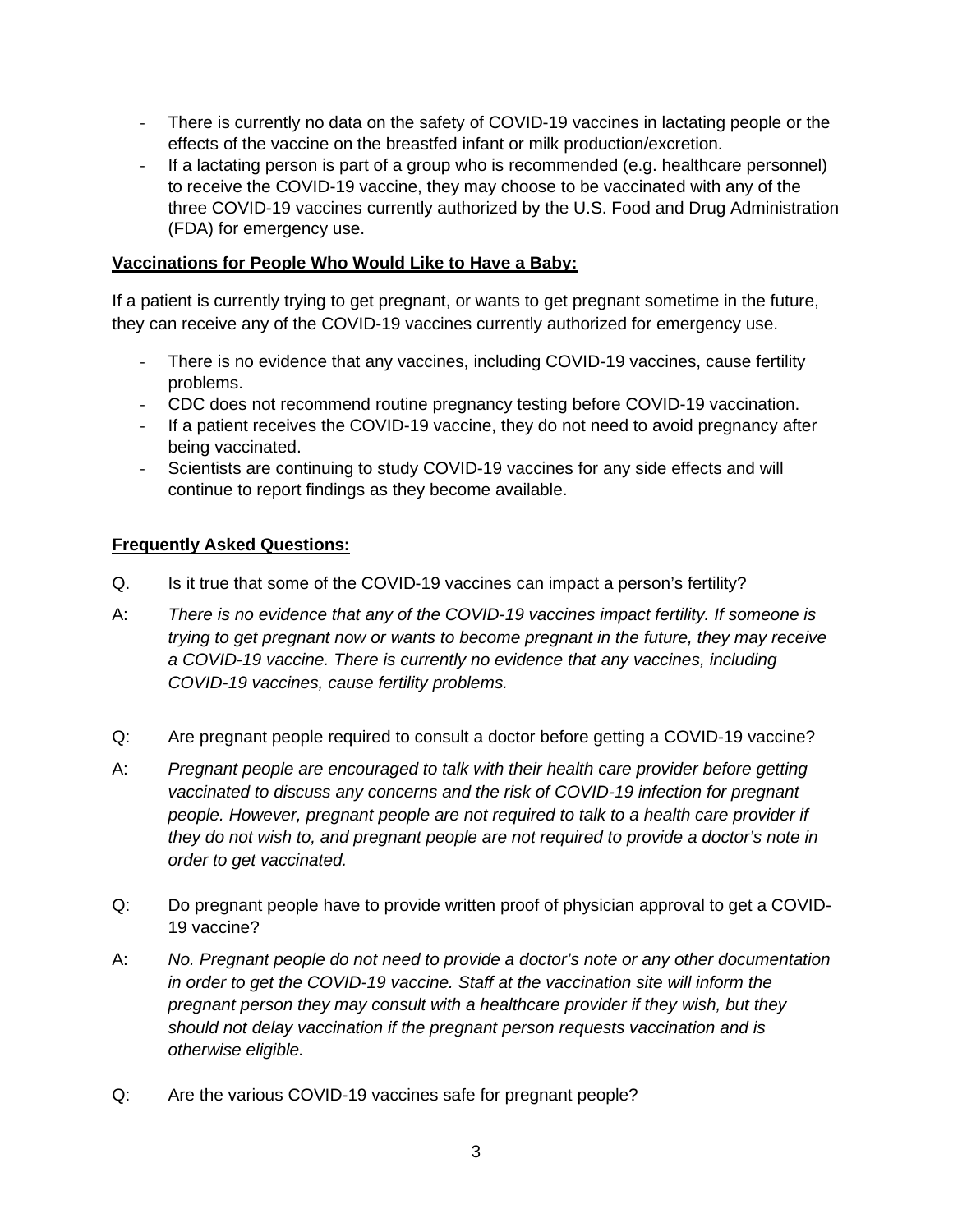- There is currently no data on the safety of COVID-19 vaccines in lactating people or the effects of the vaccine on the breastfed infant or milk production/excretion.
- If a lactating person is part of a group who is recommended (e.g. healthcare personnel) to receive the COVID-19 vaccine, they may choose to be vaccinated with any of the three COVID-19 vaccines currently authorized by the U.S. Food and Drug Administration (FDA) for emergency use.

**Vaccinations for People Who Would Like to Have a Baby:**

If a patient is currently trying to get pregnant, or wants to get pregnant sometime in the future, they can receive any of the COVID-19 vaccines currently authorized for emergency use.

- There is no evidence that any vaccines, including COVID-19 vaccines, cause fertility problems.
- CDC does not recommend routine pregnancy testing before COVID-19 vaccination.
- If a patient receives the COVID-19 vaccine, they do not need to avoid pregnancy after being vaccinated.
- Scientists are continuing to study COVID-19 vaccines for any side effects and will continue to report findings as they become available.

**Frequently Asked Questions:**

Q. Is it true that some of the COVID-19 vaccines can impact a person's fertility?

A: *There is no evidence that any of the COVID-19 vaccines impact fertility. If someone is trying to get pregnant now or wants to become pregnant in the future, they may receive a COVID-19 vaccine. There is currently no evidence that any vaccines, including COVID-19 vaccines, cause fertility problems.*

Q: Are pregnant people required to consult a doctor before getting a COVID-19 vaccine?

A: *Pregnant people are encouraged to talk with their health care provider before getting vaccinated to discuss any concerns and the risk of COVID-19 infection for pregnant people. However, pregnant people are not required to talk to a health care provider if they do not wish to, and pregnant people are not required to provide a doctor's note in order to get vaccinated.*

Q: Do pregnant people have to provide written proof of physician approval to get a COVID-19 vaccine?

A: *No. Pregnant people do not need to provide a doctor's note or any other documentation in order to get the COVID-19 vaccine. Staff at the vaccination site will inform the pregnant person they may consult with a healthcare provider if they wish, but they should not delay vaccination if the pregnant person requests vaccination and is otherwise eligible.*

Q: Are the various COVID-19 vaccines safe for pregnant people?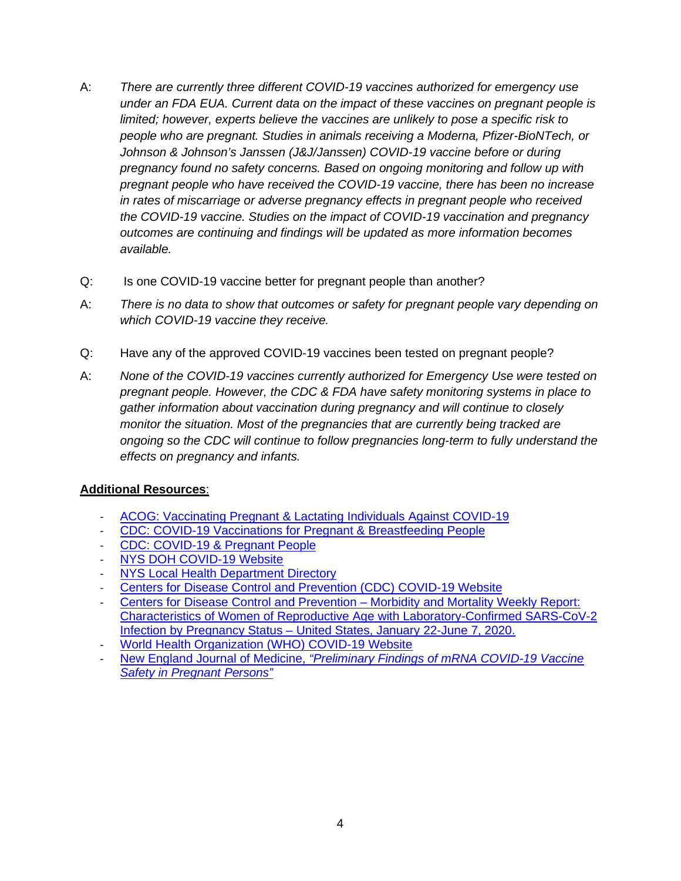A: *There are currently three different COVID-19 vaccines authorized for emergency use under an FDA EUA. Current data on the impact of these vaccines on pregnant people is limited; however, experts believe the vaccines are unlikely to pose a specific risk to people who are pregnant. Studies in animals receiving a Moderna, Pfizer-BioNTech, or Johnson & Johnson's Janssen (J&J/Janssen) COVID-19 vaccine before or during pregnancy found no safety concerns. Based on ongoing monitoring and follow up with pregnant people who have received the COVID-19 vaccine, there has been no increase in rates of miscarriage or adverse pregnancy effects in pregnant people who received the COVID-19 vaccine. Studies on the impact of COVID-19 vaccination and pregnancy outcomes are continuing and findings will be updated as more information becomes available.*

Q: Is one COVID-19 vaccine better for pregnant people than another?

A: *There is no data to show that outcomes or safety for pregnant people vary depending on which COVID-19 vaccine they receive.*

Q: Have any of the approved COVID-19 vaccines been tested on pregnant people?

A: *None of the COVID-19 vaccines currently authorized for Emergency Use were tested on pregnant people. However, the CDC & FDA have safety monitoring systems in place to gather information about vaccination during pregnancy and will continue to closely monitor the situation. Most of the pregnancies that are currently being tracked are ongoing so the CDC will continue to follow pregnancies long-term to fully understand the effects on pregnancy and infants.*

**Additional Resources**:

- ACOG: Vaccinating Pregnant & Lactating Individuals Against COVID-19
- CDC: COVID-19 Vaccinations for Pregnant & Breastfeeding People
- CDC: COVID-19 & Pregnant People
- NYS DOH COVID-19 Website
- NYS Local Health Department Directory
- Centers for Disease Control and Prevention (CDC) COVID-19 Website
- Centers for Disease Control and Prevention – Morbidity and Mortality Weekly Report: Characteristics of Women of Reproductive Age with Laboratory-Confirmed SARS-CoV-2 Infection by Pregnancy Status – United States, January 22-June 7, 2020.
- World Health Organization (WHO) COVID-19 Website
- New England Journal of Medicine, *"Preliminary Findings of mRNA COVID-19 Vaccine Safety in Pregnant Persons"*